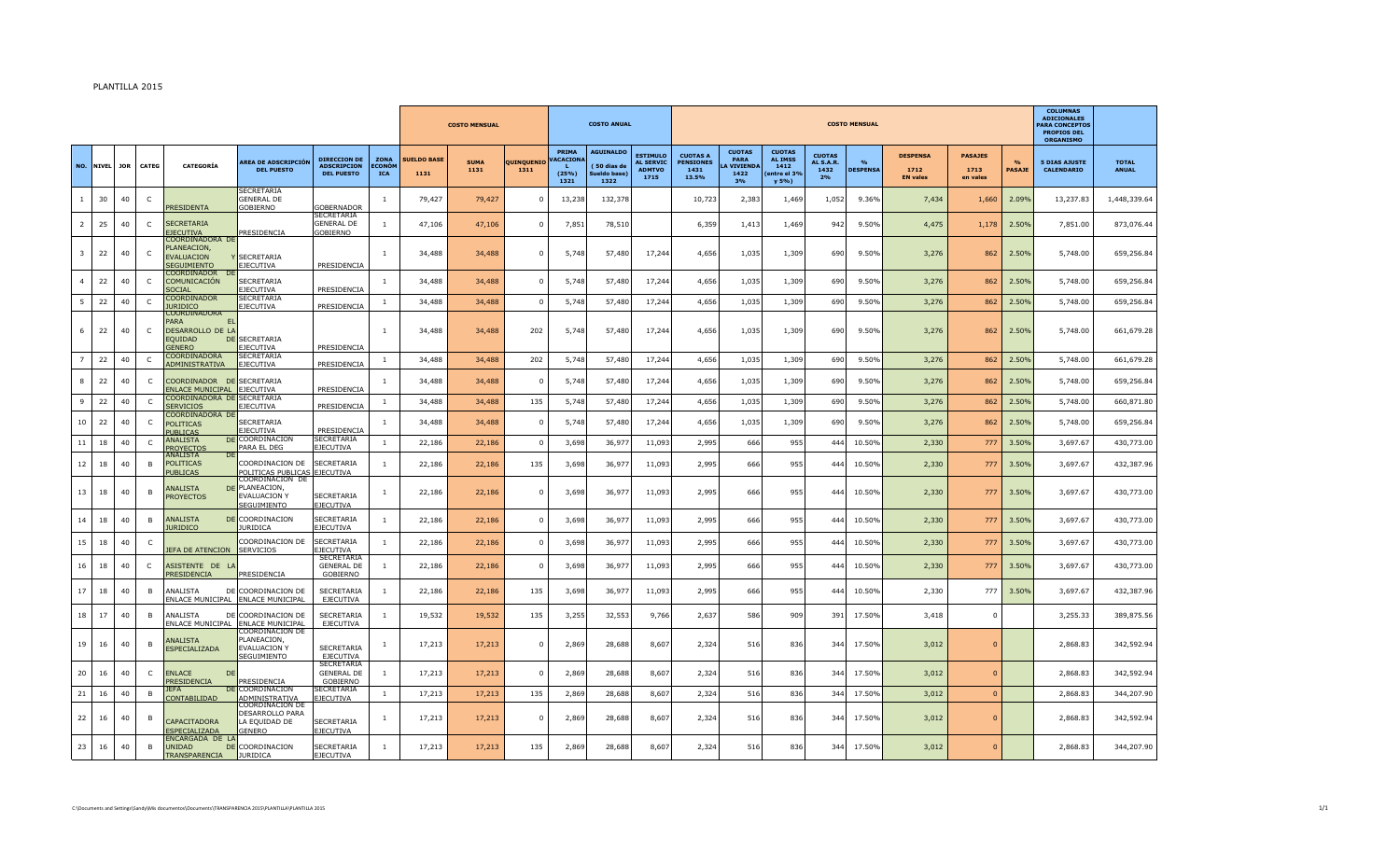PLANTILLA 2015

| NO. | NIVEL | JOR | CATEG | CATEGORÍA | AREA DE ADSCRIPCIÓN DEL PUESTO | DIRECCION DE ADSCRIPCION DEL PUESTO | ZONA ECONÓMICA | COSTO MENSUAL | | | COSTO ANUAL | | | COSTO MENSUAL | | | | | | | | | COLUMNAS ADICIONALES PARA CONCEPTOS PROPIOS DEL ORGANISMO | |
|---|---|---|---|---|---|---|---|---|---|---|---|---|---|---|---|---|---|---|---|---|---|---|---|---|
| | | | | | | | | SUELDO BASE 1131 | SUMA 1131 | QUINQUENIO 1311 | PRIMA VACACIONAL (25%) 1321 | AGUINALDO (50 dias de Sueldo base) 1322 | ESTIMULO AL SERVIC ADMTVO 1715 | CUOTAS A PENSIONES 1431 13.5% | CUOTAS PARA LA VIVIENDA 1422 3% | CUOTAS AL IMSS 1412 (entre el 3% y 5%) | CUOTAS AL S.A.R. 1432 2% | % DESPENSA | DESPENSA 1712 EN vales | PASAJES 1713 en vales | % PASAJE | 5 DIAS AJUSTE CALENDARIO | TOTAL ANUAL |
| 1 | 30 | 40 | C | PRESIDENTA | SECRETARIA GENERAL DE GOBIERNO | GOBERNADOR | 1 | 79,427 | 79,427 | 0 | 13,238 | 132,378 | | 10,723 | 2,383 | 1,469 | 1,052 | 9.36% | 7,434 | 1,660 | 2.09% | 13,237.83 | 1,448,339.64 |
| 2 | 25 | 40 | C | SECRETARIA EJECUTIVA | PRESIDENCIA | SECRETARIA GENERAL DE GOBIERNO | 1 | 47,106 | 47,106 | 0 | 7,851 | 78,510 | | 6,359 | 1,413 | 1,469 | 942 | 9.50% | 4,475 | 1,178 | 2.50% | 7,851.00 | 873,076.44 |
| 3 | 22 | 40 | C | COORDINADORA DE PLANEACION, EVALUACION Y SEGUIMIENTO | SECRETARIA EJECUTIVA | PRESIDENCIA | 1 | 34,488 | 34,488 | 0 | 5,748 | 57,480 | 17,244 | 4,656 | 1,035 | 1,309 | 690 | 9.50% | 3,276 | 862 | 2.50% | 5,748.00 | 659,256.84 |
| 4 | 22 | 40 | C | COORDINADOR DE COMUNICACIÓN SOCIAL | SECRETARIA EJECUTIVA | PRESIDENCIA | 1 | 34,488 | 34,488 | 0 | 5,748 | 57,480 | 17,244 | 4,656 | 1,035 | 1,309 | 690 | 9.50% | 3,276 | 862 | 2.50% | 5,748.00 | 659,256.84 |
| 5 | 22 | 40 | C | COORDINADOR JURIDICO | SECRETARIA EJECUTIVA | PRESIDENCIA | 1 | 34,488 | 34,488 | 0 | 5,748 | 57,480 | 17,244 | 4,656 | 1,035 | 1,309 | 690 | 9.50% | 3,276 | 862 | 2.50% | 5,748.00 | 659,256.84 |
| 6 | 22 | 40 | C | COORDINADORA PARA EL DESARROLLO DE LA EQUIDAD DE GENERO | SECRETARIA EJECUTIVA | PRESIDENCIA | 1 | 34,488 | 34,488 | 202 | 5,748 | 57,480 | 17,244 | 4,656 | 1,035 | 1,309 | 690 | 9.50% | 3,276 | 862 | 2.50% | 5,748.00 | 661,679.28 |
| 7 | 22 | 40 | C | COORDINADORA ADMINISTRATIVA | SECRETARIA EJECUTIVA | PRESIDENCIA | 1 | 34,488 | 34,488 | 202 | 5,748 | 57,480 | 17,244 | 4,656 | 1,035 | 1,309 | 690 | 9.50% | 3,276 | 862 | 2.50% | 5,748.00 | 661,679.28 |
| 8 | 22 | 40 | C | COORDINADOR DE ENLACE MUNICIPAL | SECRETARIA EJECUTIVA | PRESIDENCIA | 1 | 34,488 | 34,488 | 0 | 5,748 | 57,480 | 17,244 | 4,656 | 1,035 | 1,309 | 690 | 9.50% | 3,276 | 862 | 2.50% | 5,748.00 | 659,256.84 |
| 9 | 22 | 40 | C | COORDINADORA DE SERVICIOS | SECRETARIA EJECUTIVA | PRESIDENCIA | 1 | 34,488 | 34,488 | 135 | 5,748 | 57,480 | 17,244 | 4,656 | 1,035 | 1,309 | 690 | 9.50% | 3,276 | 862 | 2.50% | 5,748.00 | 660,871.80 |
| 10 | 22 | 40 | C | COORDINADORA DE POLITICAS PUBLICAS | SECRETARIA EJECUTIVA | PRESIDENCIA | 1 | 34,488 | 34,488 | 0 | 5,748 | 57,480 | 17,244 | 4,656 | 1,035 | 1,309 | 690 | 9.50% | 3,276 | 862 | 2.50% | 5,748.00 | 659,256.84 |
| 11 | 18 | 40 | C | ANALISTA DE PROYECTOS | COORDINACION PARA EL DEG | SECRETARIA EJECUTIVA | 1 | 22,186 | 22,186 | 0 | 3,698 | 36,977 | 11,093 | 2,995 | 666 | 955 | 444 | 10.50% | 2,330 | 777 | 3.50% | 3,697.67 | 430,773.00 |
| 12 | 18 | 40 | B | ANALISTA DE POLITICAS PUBLICAS | COORDINACION DE POLITICAS PUBLICAS | SECRETARIA EJECUTIVA | 1 | 22,186 | 22,186 | 135 | 3,698 | 36,977 | 11,093 | 2,995 | 666 | 955 | 444 | 10.50% | 2,330 | 777 | 3.50% | 3,697.67 | 432,387.96 |
| 13 | 18 | 40 | B | ANALISTA DE PROYECTOS | COORDINACION DE PLANEACION, EVALUACION Y SEGUIMIENTO | SECRETARIA EJECUTIVA | 1 | 22,186 | 22,186 | 0 | 3,698 | 36,977 | 11,093 | 2,995 | 666 | 955 | 444 | 10.50% | 2,330 | 777 | 3.50% | 3,697.67 | 430,773.00 |
| 14 | 18 | 40 | B | ANALISTA DE JURIDICO | COORDINACION JURIDICA | SECRETARIA EJECUTIVA | 1 | 22,186 | 22,186 | 0 | 3,698 | 36,977 | 11,093 | 2,995 | 666 | 955 | 444 | 10.50% | 2,330 | 777 | 3.50% | 3,697.67 | 430,773.00 |
| 15 | 18 | 40 | C | JEFA DE ATENCION | COORDINACION DE SERVICIOS | SECRETARIA EJECUTIVA | 1 | 22,186 | 22,186 | 0 | 3,698 | 36,977 | 11,093 | 2,995 | 666 | 955 | 444 | 10.50% | 2,330 | 777 | 3.50% | 3,697.67 | 430,773.00 |
| 16 | 18 | 40 | C | ASISTENTE DE LA PRESIDENCIA | PRESIDENCIA | SECRETARIA GENERAL DE GOBIERNO | 1 | 22,186 | 22,186 | 0 | 3,698 | 36,977 | 11,093 | 2,995 | 666 | 955 | 444 | 10.50% | 2,330 | 777 | 3.50% | 3,697.67 | 430,773.00 |
| 17 | 18 | 40 | B | ANALISTA DE ENLACE MUNICIPAL | COORDINACION DE ENLACE MUNICIPAL | SECRETARIA EJECUTIVA | 1 | 22,186 | 22,186 | 135 | 3,698 | 36,977 | 11,093 | 2,995 | 666 | 955 | 444 | 10.50% | 2,330 | 777 | 3.50% | 3,697.67 | 432,387.96 |
| 18 | 17 | 40 | B | ANALISTA DE ENLACE MUNICIPAL | COORDINACION DE ENLACE MUNICIPAL | SECRETARIA EJECUTIVA | 1 | 19,532 | 19,532 | 135 | 3,255 | 32,553 | 9,766 | 2,637 | 586 | 909 | 391 | 17.50% | 3,418 | 0 | | 3,255.33 | 389,875.56 |
| 19 | 16 | 40 | B | ANALISTA ESPECIALIZADA | COORDINACION DE PLANEACION, EVALUACION Y SEGUIMIENTO | SECRETARIA EJECUTIVA | 1 | 17,213 | 17,213 | 0 | 2,869 | 28,688 | 8,607 | 2,324 | 516 | 836 | 344 | 17.50% | 3,012 | 0 | | 2,868.83 | 342,592.94 |
| 20 | 16 | 40 | C | ENLACE DE PRESIDENCIA | PRESIDENCIA | SECRETARIA GENERAL DE GOBIERNO | 1 | 17,213 | 17,213 | 0 | 2,869 | 28,688 | 8,607 | 2,324 | 516 | 836 | 344 | 17.50% | 3,012 | 0 | | 2,868.83 | 342,592.94 |
| 21 | 16 | 40 | B | JEFA DE CONTABILIDAD | COORDINACION ADMINISTRATIVA | SECRETARIA EJECUTIVA | 1 | 17,213 | 17,213 | 135 | 2,869 | 28,688 | 8,607 | 2,324 | 516 | 836 | 344 | 17.50% | 3,012 | 0 | | 2,868.83 | 344,207.90 |
| 22 | 16 | 40 | B | CAPACITADORA ESPECIALIZADA | COORDINACION DE DESARROLLO PARA LA EQUIDAD DE GENERO | SECRETARIA EJECUTIVA | 1 | 17,213 | 17,213 | 0 | 2,869 | 28,688 | 8,607 | 2,324 | 516 | 836 | 344 | 17.50% | 3,012 | 0 | | 2,868.83 | 342,592.94 |
| 23 | 16 | 40 | B | ENCARGADA DE LA UNIDAD DE TRANSPARENCIA | COORDINACION JURIDICA | SECRETARIA EJECUTIVA | 1 | 17,213 | 17,213 | 135 | 2,869 | 28,688 | 8,607 | 2,324 | 516 | 836 | 344 | 17.50% | 3,012 | 0 | | 2,868.83 | 344,207.90 |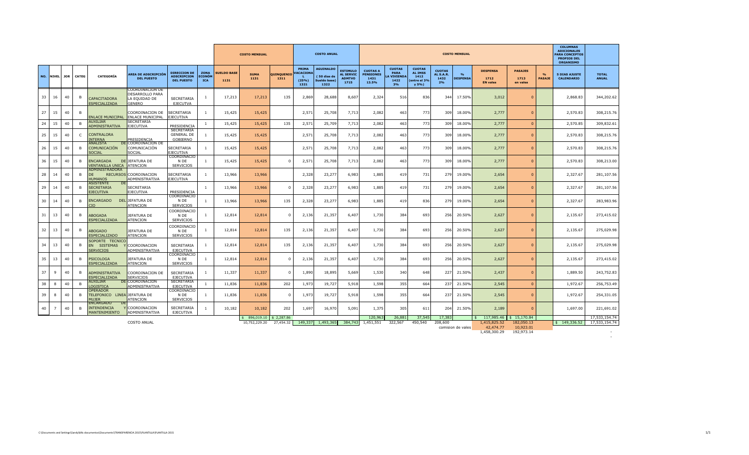| | | | | | | | | | COSTO MENSUAL | | COSTO ANUAL | | | COSTO MENSUAL | | | | | | | | COLUMNAS ADICIONALES PARA CONCEPTOS PROPIOS DEL ORGANISMO | |
|---|---|---|---|---|---|---|---|---|---|---|---|---|---|---|---|---|---|---|---|---|---|---|---|
| NO. | NIVEL | JOR | CATEG | CATEGORÍA | AREA DE ADSCRIPCIÓN DEL PUESTO | DIRECCION DE ADSCRIPCION DEL PUESTO | ZONA ECONÓMICA | SUELDO BASE 1131 | SUMA 1131 | QUINQUENIO 1311 | PRIMA VACACIONAL (25%) 1321 | AGUINALDO ( 50 dias de Sueldo base) 1322 | ESTIMULO AL SERVIC ADMTVO 1715 | CUOTAS A PENSIONES 1431 13.5% | CUOTAS PARA LA VIVIENDA 1422 3% | CUOTAS AL IMSS 1412 (entre el 3% y 5%) | CUOTAS AL S.A.R. 1432 2% | % DESPENSA | DESPENSA 1712 EN vales | PASAJES 1713 en vales | % PASAJE | 5 DIAS AJUSTE CALENDARIO | TOTAL ANUAL |
| 33 | 16 | 40 | B | CAPACITADORA ESPECIALIZADA | COORDINACION DE DESARROLLO PARA LA EQUIDAD DE GENERO | SECRETARIA EJECUTVA | 1 | 17,213 | 17,213 | 135 | 2,869 | 28,688 | 8,607 | 2,324 | 516 | 836 | 344 | 17.50% | 3,012 | 0 | | 2,868.83 | 344,202.62 |
| 27 | 15 | 40 | B | ENLACE MUNICIPAL | COORDINACION DE ENLACE MUNICIPAL | SECRETARIA EJECUTIVA | 1 | 15,425 | 15,425 | | 2,571 | 25,708 | 7,713 | 2,082 | 463 | 773 | 309 | 18.00% | 2,777 | 0 | | 2,570.83 | 308,215.76 |
| 24 | 15 | 40 | B | AUXILIAR ADMINISTRATIVA | SECRETARIA EJECUTIVA | PRESIDENCIA | 1 | 15,425 | 15,425 | 135 | 2,571 | 25,709 | 7,713 | 2,082 | 463 | 773 | 309 | 18.00% | 2,777 | 0 | | 2,570.85 | 309,832.61 |
| 25 | 15 | 40 | C | CONTRALORA INTERNA | PRESIDENCIA | SECRETARIA GENERAL DE GOBIERNO | 1 | 15,425 | 15,425 | | 2,571 | 25,708 | 7,713 | 2,082 | 463 | 773 | 309 | 18.00% | 2,777 | 0 | | 2,570.83 | 308,215.76 |
| 26 | 15 | 40 | B | ANALISTA DE COMUNICACIÓN SOCIAL | COORDINACION DE COMUNICACIÓN SOCIAL | SECRETARIA EJECUTIVA | 1 | 15,425 | 15,425 | | 2,571 | 25,708 | 7,713 | 2,082 | 463 | 773 | 309 | 18.00% | 2,777 | 0 | | 2,570.83 | 308,215.76 |
| 36 | 15 | 40 | B | ENCARGADA DE VENTANILLA UNICA | JEFATURA DE ATENCION | COORDINACION DE SERVICIOS | 1 | 15,425 | 15,425 | 0 | 2,571 | 25,708 | 7,713 | 2,082 | 463 | 773 | 309 | 18.00% | 2,777 | 0 | | 2,570.83 | 308,213.00 |
| 28 | 14 | 40 | B | ADMINISTRADORA DE RECURSOS HUMANOS | COORDINACION ADMINISTRATIVA | SECRETARIA EJECUTIVA | 1 | 13,966 | 13,966 | | 2,328 | 23,277 | 6,983 | 1,885 | 419 | 731 | 279 | 19.00% | 2,654 | 0 | | 2,327.67 | 281,107.56 |
| 29 | 14 | 40 | B | ASISTENTE DE SECRETARIA EJECUTIVA | SECRETARIA EJECUTIVA | PRESIDENCIA | 1 | 13,966 | 13,966 | 0 | 2,328 | 23,277 | 6,983 | 1,885 | 419 | 731 | 279 | 19.00% | 2,654 | 0 | | 2,327.67 | 281,107.56 |
| 30 | 14 | 40 | B | ENCARGADO DEL CIO | JEFATURA DE ATENCION | COORDINACION DE SERVICIOS | 1 | 13,966 | 13,966 | 135 | 2,328 | 23,277 | 6,983 | 1,885 | 419 | 836 | 279 | 19.00% | 2,654 | 0 | | 2,327.67 | 283,983.96 |
| 31 | 13 | 40 | B | ABOGADA ESPECIALIZADA | JEFATURA DE ATENCION | COORDINACION DE SERVICIOS | 1 | 12,814 | 12,814 | 0 | 2,136 | 21,357 | 6,407 | 1,730 | 384 | 693 | 256 | 20.50% | 2,627 | 0 | | 2,135.67 | 273,415.02 |
| 32 | 13 | 40 | B | ABOGADO ESPECIALIZADO | JEFATURA DE ATENCION | COORDINACION DE SERVICIOS | 1 | 12,814 | 12,814 | 135 | 2,136 | 21,357 | 6,407 | 1,730 | 384 | 693 | 256 | 20.50% | 2,627 | 0 | | 2,135.67 | 275,029.98 |
| 34 | 13 | 40 | B | SOPORTE TECNICO EN SISTEMAS Y SERVICIOS | COORDINACION ADMINISTRATIVA | SECRETARIA EJECUTIVA | 1 | 12,814 | 12,814 | 135 | 2,136 | 21,357 | 6,407 | 1,730 | 384 | 693 | 256 | 20.50% | 2,627 | 0 | | 2,135.67 | 275,029.98 |
| 35 | 13 | 40 | B | PSICOLOGA ESPECIALIZADA | JEFATURA DE ATENCION | COORDINACION DE SERVICIOS | 1 | 12,814 | 12,814 | 0 | 2,136 | 21,357 | 6,407 | 1,730 | 384 | 693 | 256 | 20.50% | 2,627 | 0 | | 2,135.67 | 273,415.02 |
| 37 | 9 | 40 | B | ADMINISTRATIVA ESPECIALIZADA | COORDINACION DE SERVICIOS | SECRETARIA EJECUTIVA | 1 | 11,337 | 11,337 | 0 | 1,890 | 18,895 | 5,669 | 1,530 | 340 | 648 | 227 | 21.50% | 2,437 | 0 | | 1,889.50 | 243,752.83 |
| 38 | 8 | 40 | B | AUXILIAR DE LOGISTICA | COORDINACION ADMINISTRATIVA | SECRETARIA EJECUTIVA | 1 | 11,836 | 11,836 | 202 | 1,973 | 19,727 | 5,918 | 1,598 | 355 | 664 | 237 | 21.50% | 2,545 | 0 | | 1,972.67 | 256,753.49 |
| 39 | 8 | 40 | B | OPERADOR TELEFONICO LINEA MUJER | JEFATURA DE ATENCION | COORDINACION DE SERVICIOS | 1 | 11,836 | 11,836 | 0 | 1,973 | 19,727 | 5,918 | 1,598 | 355 | 664 | 237 | 21.50% | 2,545 | 0 | | 1,972.67 | 254,331.05 |
| 40 | 7 | 40 | B | ENCARGADO DE INTENDENCIA Y MANTENIMIENTO | COORDINACION ADMINISTRATIVA | SECRETARIA EJECUTIVA | 1 | 10,182 | 10,182 | 202 | 1,697 | 16,970 | 5,091 | 1,375 | 305 | 611 | 204 | 21.50% | 2,189 | 0 | | 1,697.00 | 221,691.02 |
| | | | | | | | | | $ 896,019.10 | $ 2,287.86 | | | | 120,963 | 26,881 | 37,545 | 17,383 | | $ 117,985.46 | $ 15,170.84 | | | 17,533,154.74 |
| | | | | COSTO ANUAL | | | | | 10,752,229.20 | 27,454.32 | 149,337 | 1,493,365 | 384,743 | 1,451,551 | 322,567 | 450,540 | 208,600 | | 1,415,825.52 | 182,050.13 | | $ 149,336.52 | 17,533,154.74 |
| | | | | | | | | | | | | | | | | | | comision de vales | 42,474.77 | 10,923.01 | | | - |
| | | | | | | | | | | | | | | | | | | | 1,458,300.29 | 192,973.14 | | | - |

C:\Documents and Settings\Sandy\Mis documentos\Documents\TRANSPARENCIA 2015\PLANTILLA\PLANTILLA 2015